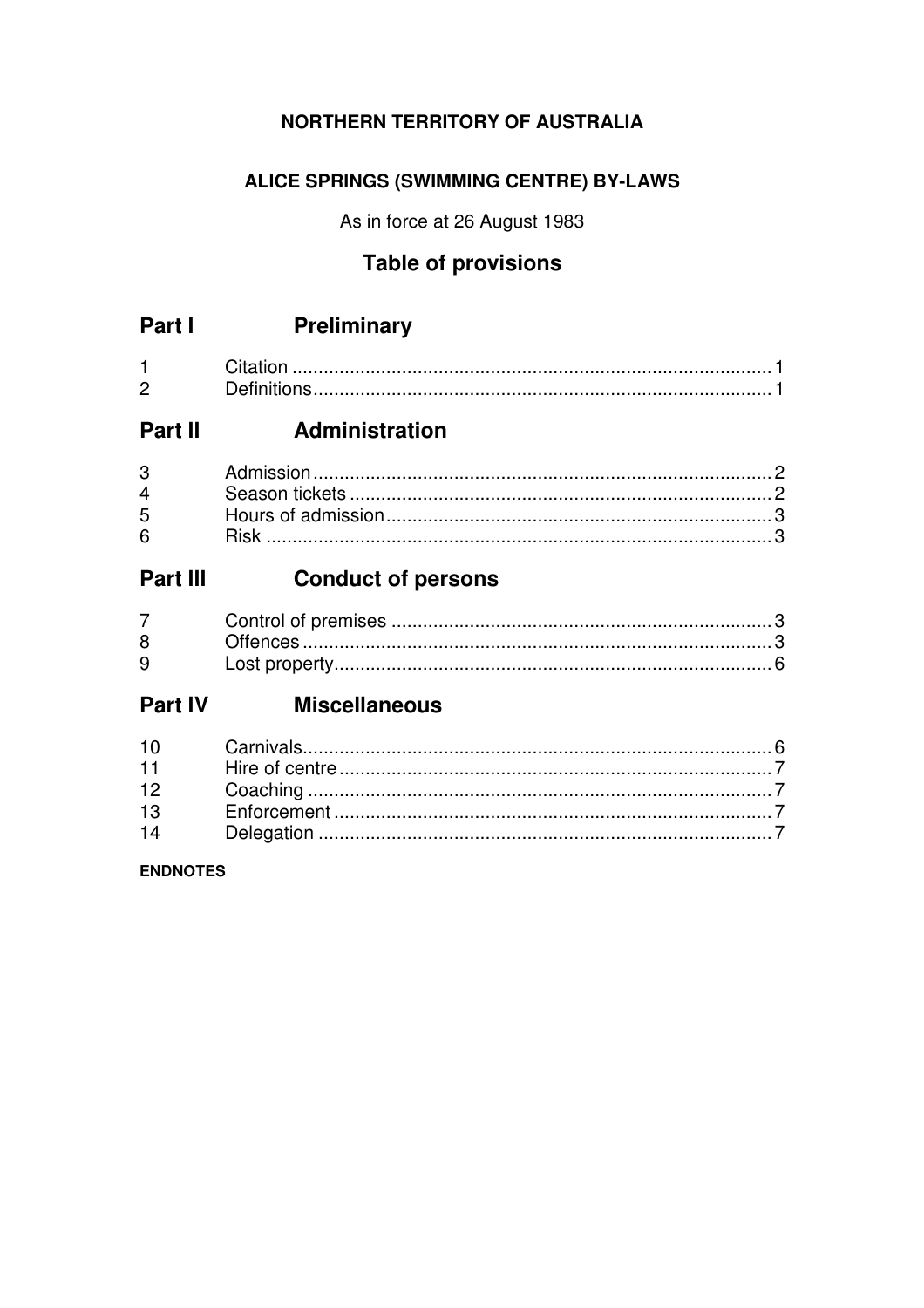**NORTHERN TERRITORY OF AUSTRALIA**

**ALICE SPRINGS (SWIMMING CENTRE) BY-LAWS**

As in force at 26 August 1983

# Table of provisions

## Part I Preliminary

| | | |
|---|---|---|
| 1 | Citation | 1 |
| 2 | Definitions | 1 |

## Part II Administration

| | | |
|---|---|---|
| 3 | Admission | 2 |
| 4 | Season tickets | 2 |
| 5 | Hours of admission | 3 |
| 6 | Risk | 3 |

## Part III Conduct of persons

| | | |
|---|---|---|
| 7 | Control of premises | 3 |
| 8 | Offences | 3 |
| 9 | Lost property | 6 |

## Part IV Miscellaneous

| | | |
|---|---|---|
| 10 | Carnivals | 6 |
| 11 | Hire of centre | 7 |
| 12 | Coaching | 7 |
| 13 | Enforcement | 7 |
| 14 | Delegation | 7 |

**ENDNOTES**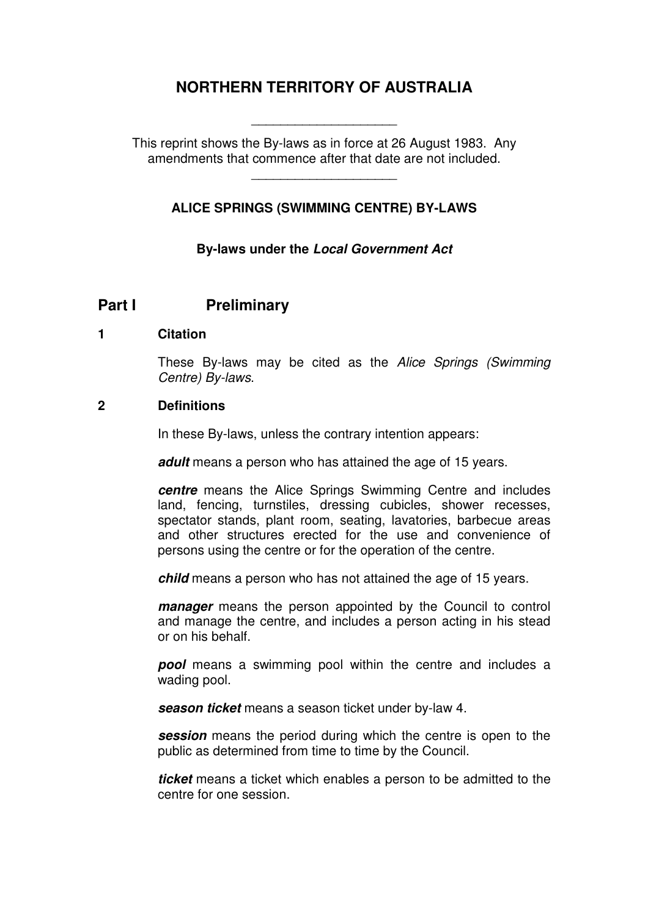# NORTHERN TERRITORY OF AUSTRALIA

---

This reprint shows the By-laws as in force at 26 August 1983. Any amendments that commence after that date are not included.

---

**ALICE SPRINGS (SWIMMING CENTRE) BY-LAWS**

**By-laws under the *Local Government Act***

## Part I Preliminary

### 1 Citation

These By-laws may be cited as the *Alice Springs (Swimming Centre) By-laws*.

### 2 Definitions

In these By-laws, unless the contrary intention appears:

***adult*** means a person who has attained the age of 15 years.

***centre*** means the Alice Springs Swimming Centre and includes land, fencing, turnstiles, dressing cubicles, shower recesses, spectator stands, plant room, seating, lavatories, barbecue areas and other structures erected for the use and convenience of persons using the centre or for the operation of the centre.

***child*** means a person who has not attained the age of 15 years.

***manager*** means the person appointed by the Council to control and manage the centre, and includes a person acting in his stead or on his behalf.

***pool*** means a swimming pool within the centre and includes a wading pool.

***season ticket*** means a season ticket under by-law 4.

***session*** means the period during which the centre is open to the public as determined from time to time by the Council.

***ticket*** means a ticket which enables a person to be admitted to the centre for one session.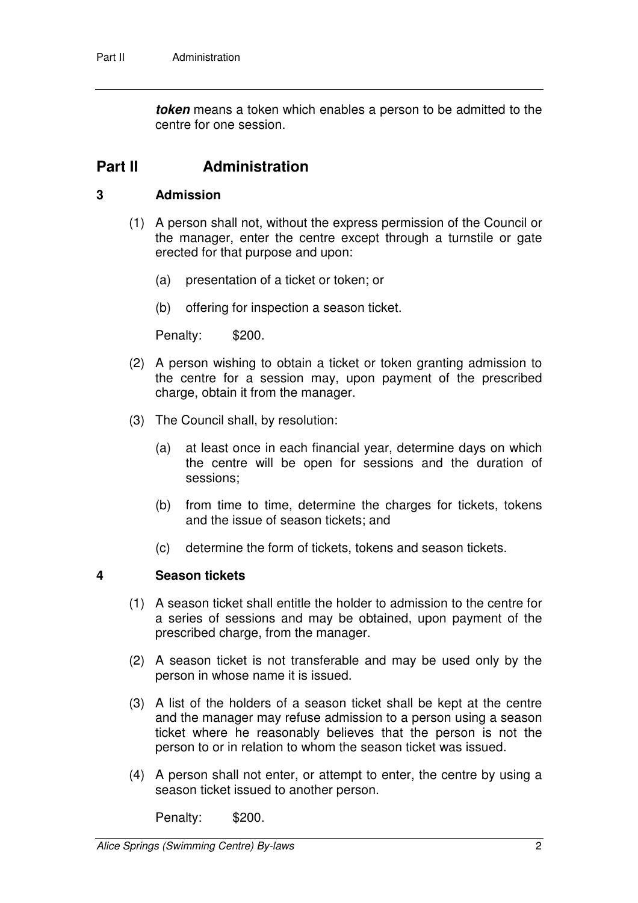***token*** means a token which enables a person to be admitted to the centre for one session.

## Part II Administration

### 3 Admission

(1) A person shall not, without the express permission of the Council or the manager, enter the centre except through a turnstile or gate erected for that purpose and upon:

(a) presentation of a ticket or token; or

(b) offering for inspection a season ticket.

Penalty: $200.

(2) A person wishing to obtain a ticket or token granting admission to the centre for a session may, upon payment of the prescribed charge, obtain it from the manager.

(3) The Council shall, by resolution:

(a) at least once in each financial year, determine days on which the centre will be open for sessions and the duration of sessions;

(b) from time to time, determine the charges for tickets, tokens and the issue of season tickets; and

(c) determine the form of tickets, tokens and season tickets.

### 4 Season tickets

(1) A season ticket shall entitle the holder to admission to the centre for a series of sessions and may be obtained, upon payment of the prescribed charge, from the manager.

(2) A season ticket is not transferable and may be used only by the person in whose name it is issued.

(3) A list of the holders of a season ticket shall be kept at the centre and the manager may refuse admission to a person using a season ticket where he reasonably believes that the person is not the person to or in relation to whom the season ticket was issued.

(4) A person shall not enter, or attempt to enter, the centre by using a season ticket issued to another person.

Penalty: $200.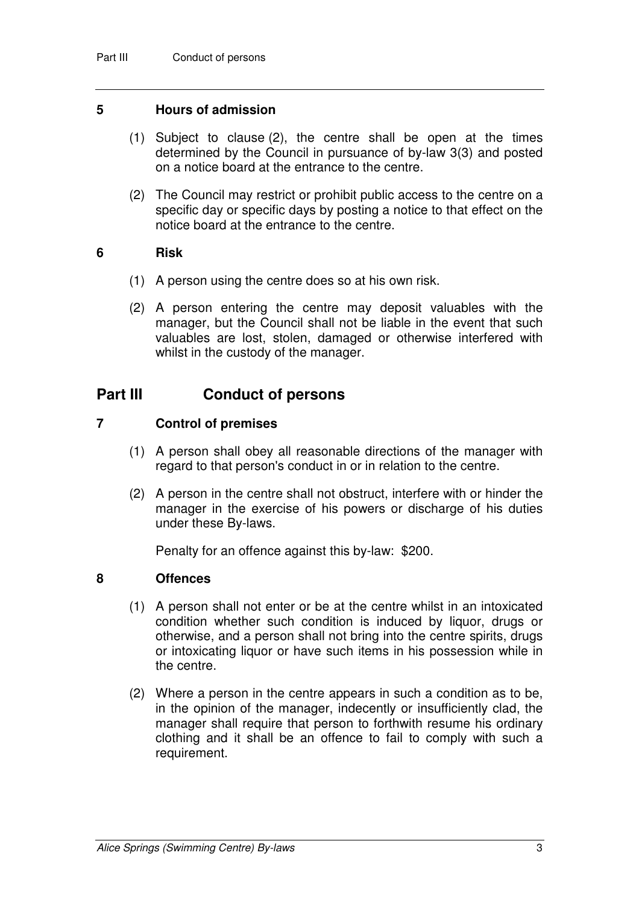### 5 Hours of admission

(1) Subject to clause (2), the centre shall be open at the times determined by the Council in pursuance of by-law 3(3) and posted on a notice board at the entrance to the centre.

(2) The Council may restrict or prohibit public access to the centre on a specific day or specific days by posting a notice to that effect on the notice board at the entrance to the centre.

### 6 Risk

(1) A person using the centre does so at his own risk.

(2) A person entering the centre may deposit valuables with the manager, but the Council shall not be liable in the event that such valuables are lost, stolen, damaged or otherwise interfered with whilst in the custody of the manager.

## Part III Conduct of persons

### 7 Control of premises

(1) A person shall obey all reasonable directions of the manager with regard to that person's conduct in or in relation to the centre.

(2) A person in the centre shall not obstruct, interfere with or hinder the manager in the exercise of his powers or discharge of his duties under these By-laws.

Penalty for an offence against this by-law: $200.

### 8 Offences

(1) A person shall not enter or be at the centre whilst in an intoxicated condition whether such condition is induced by liquor, drugs or otherwise, and a person shall not bring into the centre spirits, drugs or intoxicating liquor or have such items in his possession while in the centre.

(2) Where a person in the centre appears in such a condition as to be, in the opinion of the manager, indecently or insufficiently clad, the manager shall require that person to forthwith resume his ordinary clothing and it shall be an offence to fail to comply with such a requirement.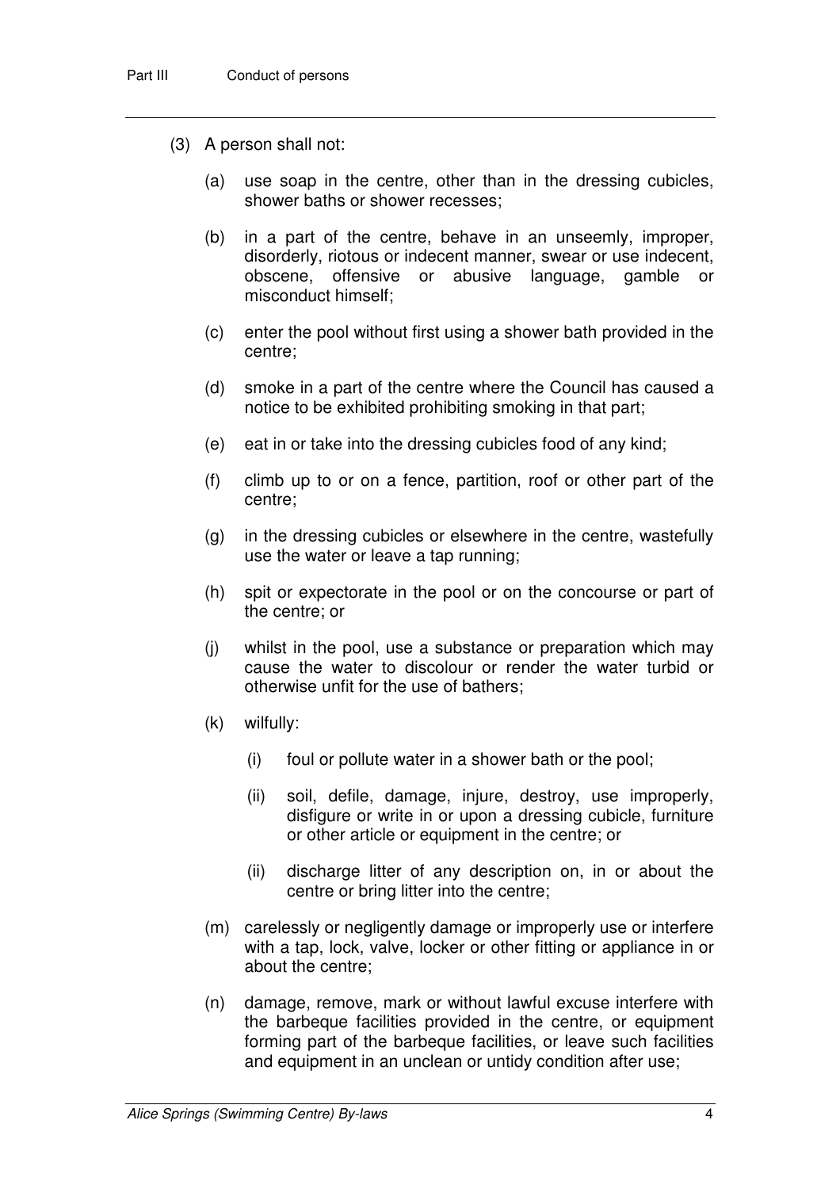(3) A person shall not:

(a) use soap in the centre, other than in the dressing cubicles, shower baths or shower recesses;

(b) in a part of the centre, behave in an unseemly, improper, disorderly, riotous or indecent manner, swear or use indecent, obscene, offensive or abusive language, gamble or misconduct himself;

(c) enter the pool without first using a shower bath provided in the centre;

(d) smoke in a part of the centre where the Council has caused a notice to be exhibited prohibiting smoking in that part;

(e) eat in or take into the dressing cubicles food of any kind;

(f) climb up to or on a fence, partition, roof or other part of the centre;

(g) in the dressing cubicles or elsewhere in the centre, wastefully use the water or leave a tap running;

(h) spit or expectorate in the pool or on the concourse or part of the centre; or

(j) whilst in the pool, use a substance or preparation which may cause the water to discolour or render the water turbid or otherwise unfit for the use of bathers;

(k) wilfully:

(i) foul or pollute water in a shower bath or the pool;

(ii) soil, defile, damage, injure, destroy, use improperly, disfigure or write in or upon a dressing cubicle, furniture or other article or equipment in the centre; or

(ii) discharge litter of any description on, in or about the centre or bring litter into the centre;

(m) carelessly or negligently damage or improperly use or interfere with a tap, lock, valve, locker or other fitting or appliance in or about the centre;

(n) damage, remove, mark or without lawful excuse interfere with the barbeque facilities provided in the centre, or equipment forming part of the barbeque facilities, or leave such facilities and equipment in an unclean or untidy condition after use;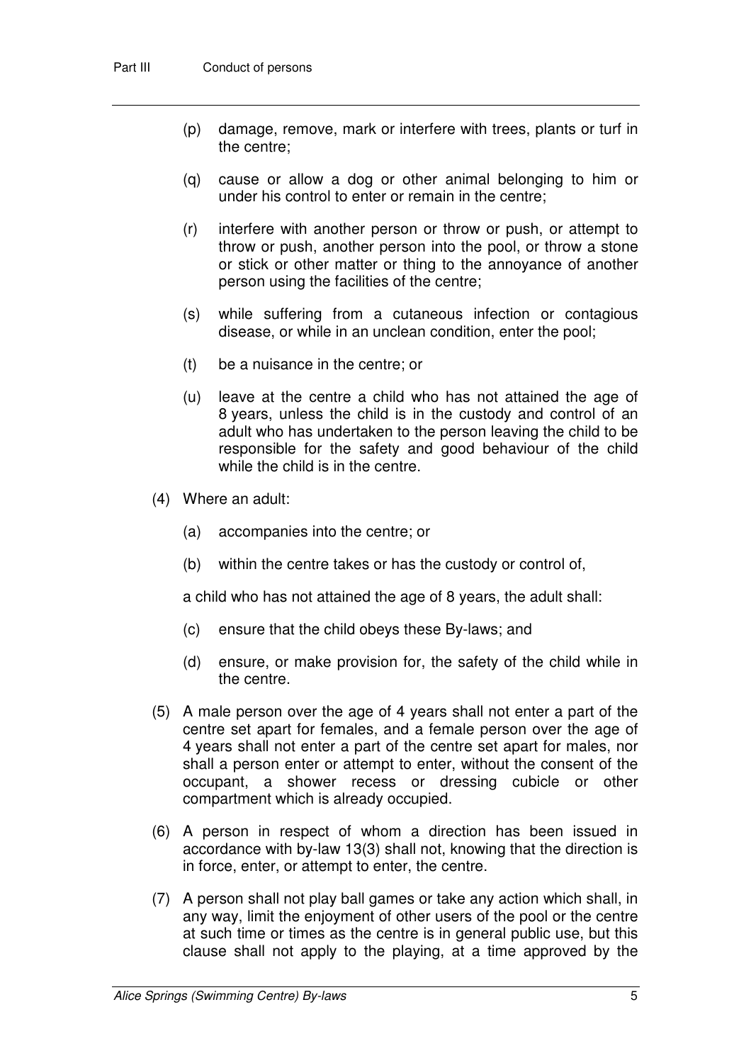(p) damage, remove, mark or interfere with trees, plants or turf in the centre;

(q) cause or allow a dog or other animal belonging to him or under his control to enter or remain in the centre;

(r) interfere with another person or throw or push, or attempt to throw or push, another person into the pool, or throw a stone or stick or other matter or thing to the annoyance of another person using the facilities of the centre;

(s) while suffering from a cutaneous infection or contagious disease, or while in an unclean condition, enter the pool;

(t) be a nuisance in the centre; or

(u) leave at the centre a child who has not attained the age of 8 years, unless the child is in the custody and control of an adult who has undertaken to the person leaving the child to be responsible for the safety and good behaviour of the child while the child is in the centre.

(4) Where an adult:

(a) accompanies into the centre; or

(b) within the centre takes or has the custody or control of,

a child who has not attained the age of 8 years, the adult shall:

(c) ensure that the child obeys these By-laws; and

(d) ensure, or make provision for, the safety of the child while in the centre.

(5) A male person over the age of 4 years shall not enter a part of the centre set apart for females, and a female person over the age of 4 years shall not enter a part of the centre set apart for males, nor shall a person enter or attempt to enter, without the consent of the occupant, a shower recess or dressing cubicle or other compartment which is already occupied.

(6) A person in respect of whom a direction has been issued in accordance with by-law 13(3) shall not, knowing that the direction is in force, enter, or attempt to enter, the centre.

(7) A person shall not play ball games or take any action which shall, in any way, limit the enjoyment of other users of the pool or the centre at such time or times as the centre is in general public use, but this clause shall not apply to the playing, at a time approved by the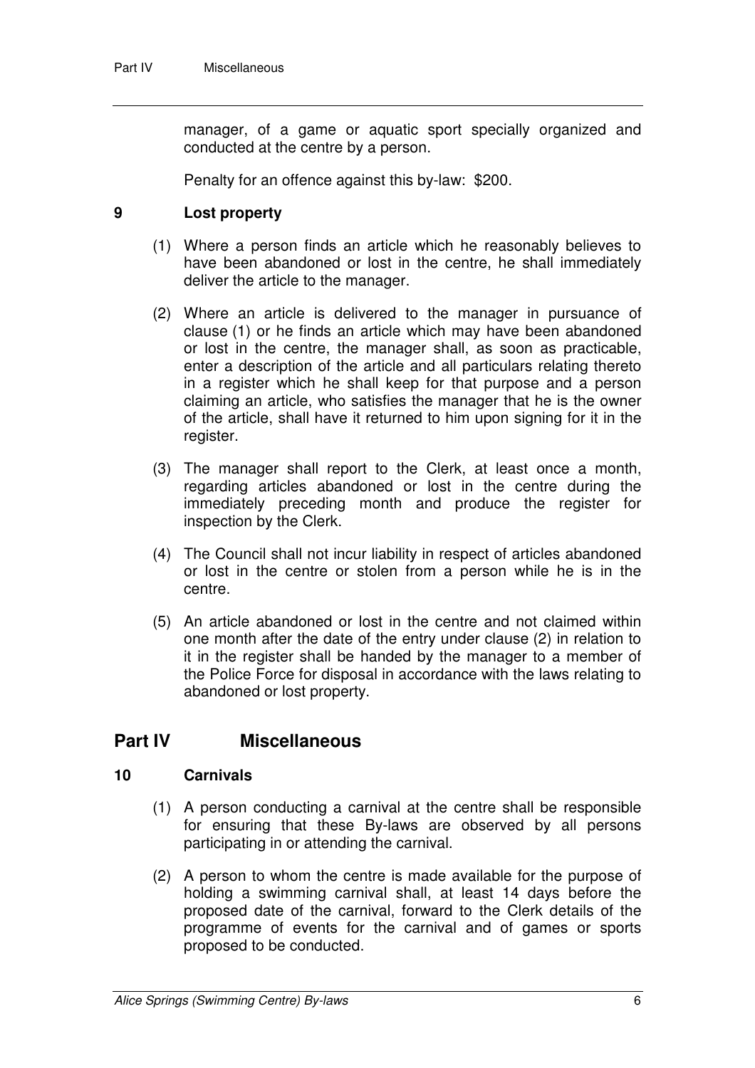manager, of a game or aquatic sport specially organized and conducted at the centre by a person.

Penalty for an offence against this by-law: $200.

### 9 Lost property

(1) Where a person finds an article which he reasonably believes to have been abandoned or lost in the centre, he shall immediately deliver the article to the manager.

(2) Where an article is delivered to the manager in pursuance of clause (1) or he finds an article which may have been abandoned or lost in the centre, the manager shall, as soon as practicable, enter a description of the article and all particulars relating thereto in a register which he shall keep for that purpose and a person claiming an article, who satisfies the manager that he is the owner of the article, shall have it returned to him upon signing for it in the register.

(3) The manager shall report to the Clerk, at least once a month, regarding articles abandoned or lost in the centre during the immediately preceding month and produce the register for inspection by the Clerk.

(4) The Council shall not incur liability in respect of articles abandoned or lost in the centre or stolen from a person while he is in the centre.

(5) An article abandoned or lost in the centre and not claimed within one month after the date of the entry under clause (2) in relation to it in the register shall be handed by the manager to a member of the Police Force for disposal in accordance with the laws relating to abandoned or lost property.

## Part IV Miscellaneous

### 10 Carnivals

(1) A person conducting a carnival at the centre shall be responsible for ensuring that these By-laws are observed by all persons participating in or attending the carnival.

(2) A person to whom the centre is made available for the purpose of holding a swimming carnival shall, at least 14 days before the proposed date of the carnival, forward to the Clerk details of the programme of events for the carnival and of games or sports proposed to be conducted.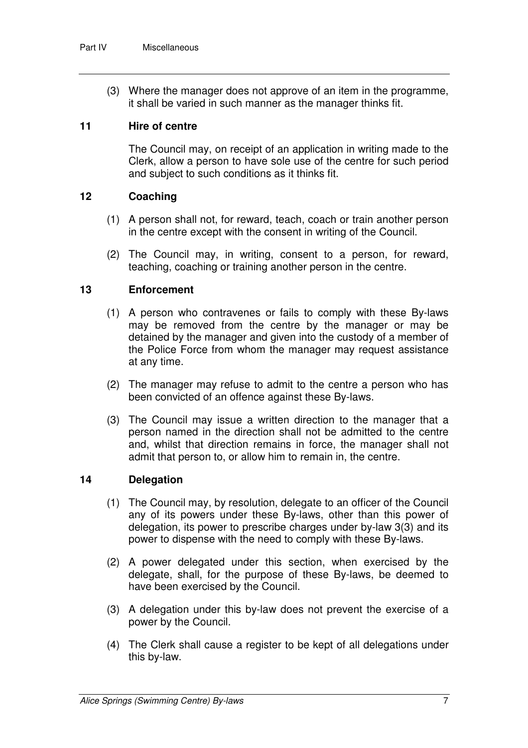(3) Where the manager does not approve of an item in the programme, it shall be varied in such manner as the manager thinks fit.

## 11 Hire of centre

The Council may, on receipt of an application in writing made to the Clerk, allow a person to have sole use of the centre for such period and subject to such conditions as it thinks fit.

## 12 Coaching

(1) A person shall not, for reward, teach, coach or train another person in the centre except with the consent in writing of the Council.

(2) The Council may, in writing, consent to a person, for reward, teaching, coaching or training another person in the centre.

## 13 Enforcement

(1) A person who contravenes or fails to comply with these By-laws may be removed from the centre by the manager or may be detained by the manager and given into the custody of a member of the Police Force from whom the manager may request assistance at any time.

(2) The manager may refuse to admit to the centre a person who has been convicted of an offence against these By-laws.

(3) The Council may issue a written direction to the manager that a person named in the direction shall not be admitted to the centre and, whilst that direction remains in force, the manager shall not admit that person to, or allow him to remain in, the centre.

## 14 Delegation

(1) The Council may, by resolution, delegate to an officer of the Council any of its powers under these By-laws, other than this power of delegation, its power to prescribe charges under by-law 3(3) and its power to dispense with the need to comply with these By-laws.

(2) A power delegated under this section, when exercised by the delegate, shall, for the purpose of these By-laws, be deemed to have been exercised by the Council.

(3) A delegation under this by-law does not prevent the exercise of a power by the Council.

(4) The Clerk shall cause a register to be kept of all delegations under this by-law.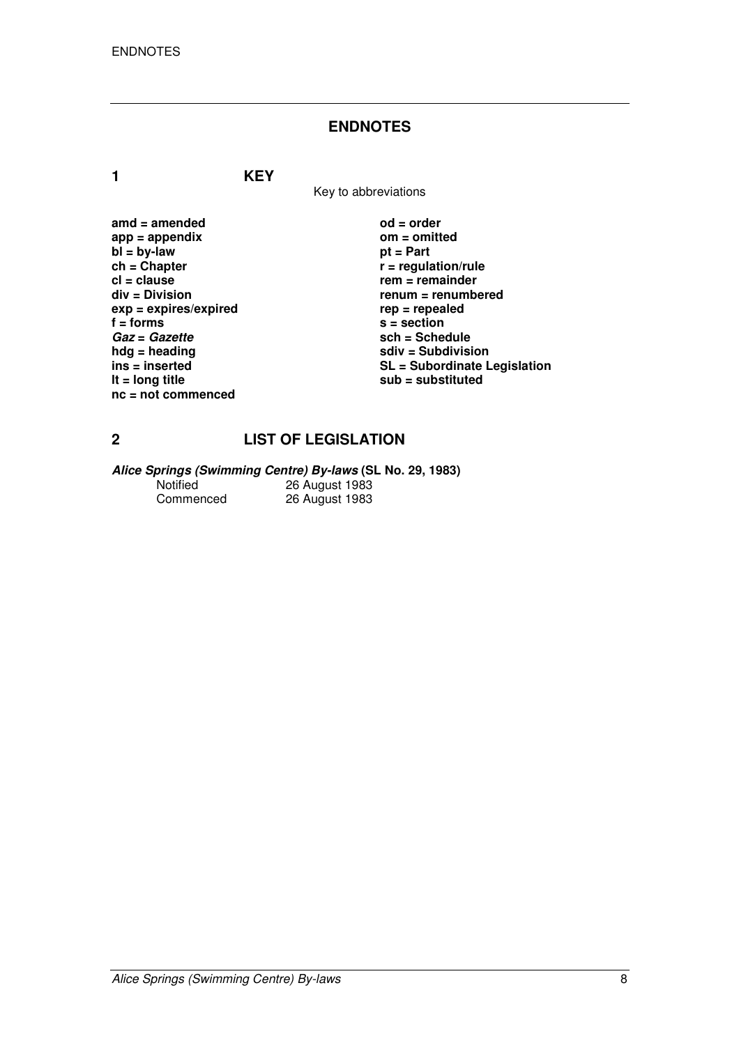## ENDNOTES

### 1 KEY

Key to abbreviations

**amd = amended**
**app = appendix**
**bl = by-law**
**ch = Chapter**
**cl = clause**
**div = Division**
**exp = expires/expired**
**f = forms**
***Gaz* = *Gazette***
**hdg = heading**
**ins = inserted**
**lt = long title**
**nc = not commenced**
**od = order**
**om = omitted**
**pt = Part**
**r = regulation/rule**
**rem = remainder**
**renum = renumbered**
**rep = repealed**
**s = section**
**sch = Schedule**
**sdiv = Subdivision**
**SL = Subordinate Legislation**
**sub = substituted**

### 2 LIST OF LEGISLATION

***Alice Springs (Swimming Centre) By-laws* (SL No. 29, 1983)**

| | |
|---|---|
| Notified | 26 August 1983 |
| Commenced | 26 August 1983 |